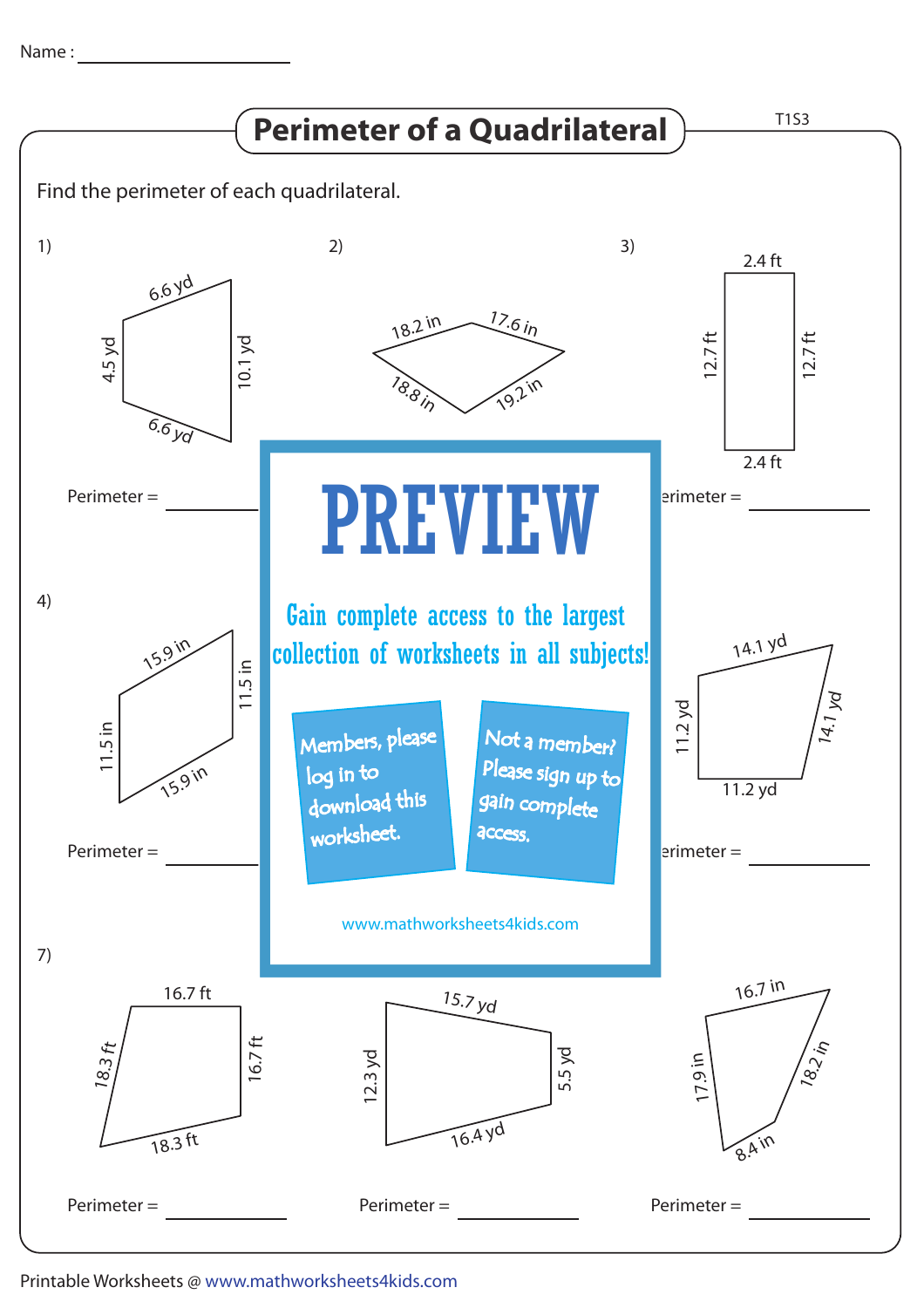Name : ____________________

# Perimeter of a Quadrilateral

T1S3

Find the perimeter of each quadrilateral.

1) 6.6 yd, 10.1 yd, 6.6 yd, 4.5 yd

Perimeter = __________

2) 18.2 in, 17.6 in, 19.2 in, 18.8 in

3) 2.4 ft, 12.7 ft, 2.4 ft, 12.7 ft

Perimeter = __________

4) 15.9 in, 11.5 in, 15.9 in, 11.5 in

Perimeter = __________

6) 14.1 yd, 14.1 yd, 11.2 yd, 11.2 yd

Perimeter = __________

**PREVIEW**

Gain complete access to the largest collection of worksheets in all subjects!

Members, please log in to download this worksheet.

Not a member? Please sign up to gain complete access.

www.mathworksheets4kids.com

7) 16.7 ft, 16.7 ft, 18.3 ft, 18.3 ft

Perimeter = __________

8) 15.7 yd, 5.5 yd, 16.4 yd, 12.3 yd

Perimeter = __________

9) 16.7 in, 18.2 in, 8.4 in, 17.9 in

Perimeter = __________

Printable Worksheets @ www.mathworksheets4kids.com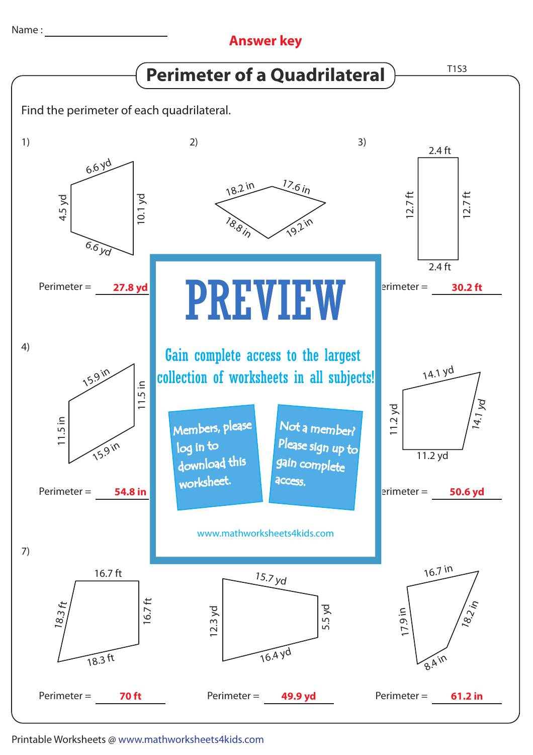Name : ____________________

**Answer key**

# Perimeter of a Quadrilateral

T1S3

Find the perimeter of each quadrilateral.

1)

6.6 yd
4.5 yd
10.1 yd
6.6 yd

Perimeter = **27.8 yd**

2)

18.2 in
17.6 in
18.8 in
19.2 in

3)

2.4 ft
12.7 ft
12.7 ft
2.4 ft

Perimeter = **30.2 ft**

4)

15.9 in
11.5 in
11.5 in
15.9 in

Perimeter = **54.8 in**

14.1 yd
11.2 yd
14.1 yd
11.2 yd

Perimeter = **50.6 yd**

7)

16.7 ft
18.3 ft
16.7 ft
18.3 ft

Perimeter = **70 ft**

15.7 yd
12.3 yd
5.5 yd
16.4 yd

Perimeter = **49.9 yd**

16.7 in
17.9 in
18.2 in
8.4 in

Perimeter = **61.2 in**

PREVIEW

Gain complete access to the largest collection of worksheets in all subjects!

Members, please log in to download this worksheet.

Not a member? Please sign up to gain complete access.

www.mathworksheets4kids.com

Printable Worksheets @ www.mathworksheets4kids.com